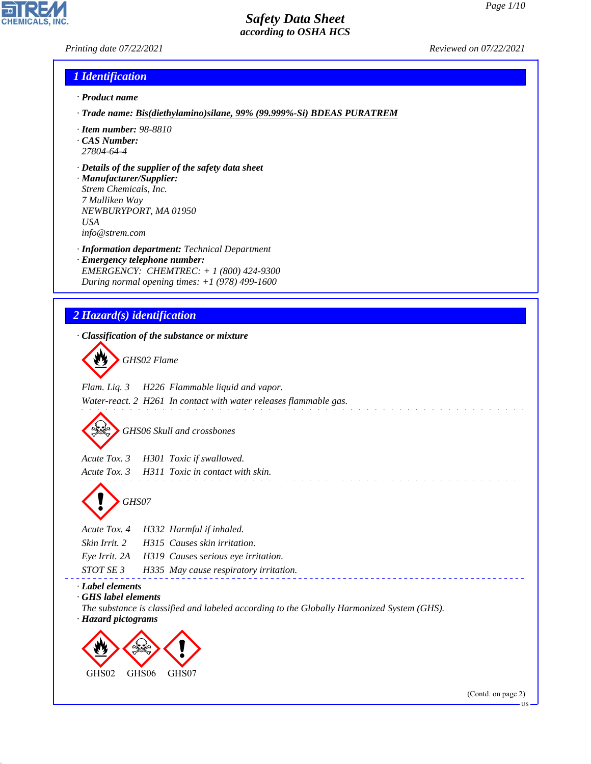# Safety Data Sheet
## according to OSHA HCS

Printing date 07/22/2021 Reviewed on 07/22/2021

## 1 Identification

· **Product name**

· **Trade name:** Bis(diethylamino)silane, 99% (99.999%-Si) BDEAS PURATREM

· **Item number:** 98-8810

· **CAS Number:**
27804-64-4

· **Details of the supplier of the safety data sheet**

· **Manufacturer/Supplier:**
Strem Chemicals, Inc.
7 Mulliken Way
NEWBURYPORT, MA 01950
USA
info@strem.com

· **Information department:** Technical Department

· **Emergency telephone number:**
EMERGENCY: CHEMTREC: + 1 (800) 424-9300
During normal opening times: +1 (978) 499-1600

## 2 Hazard(s) identification

· **Classification of the substance or mixture**

GHS02 Flame

Flam. Liq. 3 H226 Flammable liquid and vapor.
Water-react. 2 H261 In contact with water releases flammable gas.

GHS06 Skull and crossbones

Acute Tox. 3 H301 Toxic if swallowed.
Acute Tox. 3 H311 Toxic in contact with skin.

GHS07

Acute Tox. 4 H332 Harmful if inhaled.
Skin Irrit. 2 H315 Causes skin irritation.
Eye Irrit. 2A H319 Causes serious eye irritation.
STOT SE 3 H335 May cause respiratory irritation.

· **Label elements**

· **GHS label elements**
The substance is classified and labeled according to the Globally Harmonized System (GHS).

· **Hazard pictograms**

GHS02 GHS06 GHS07

(Contd. on page 2)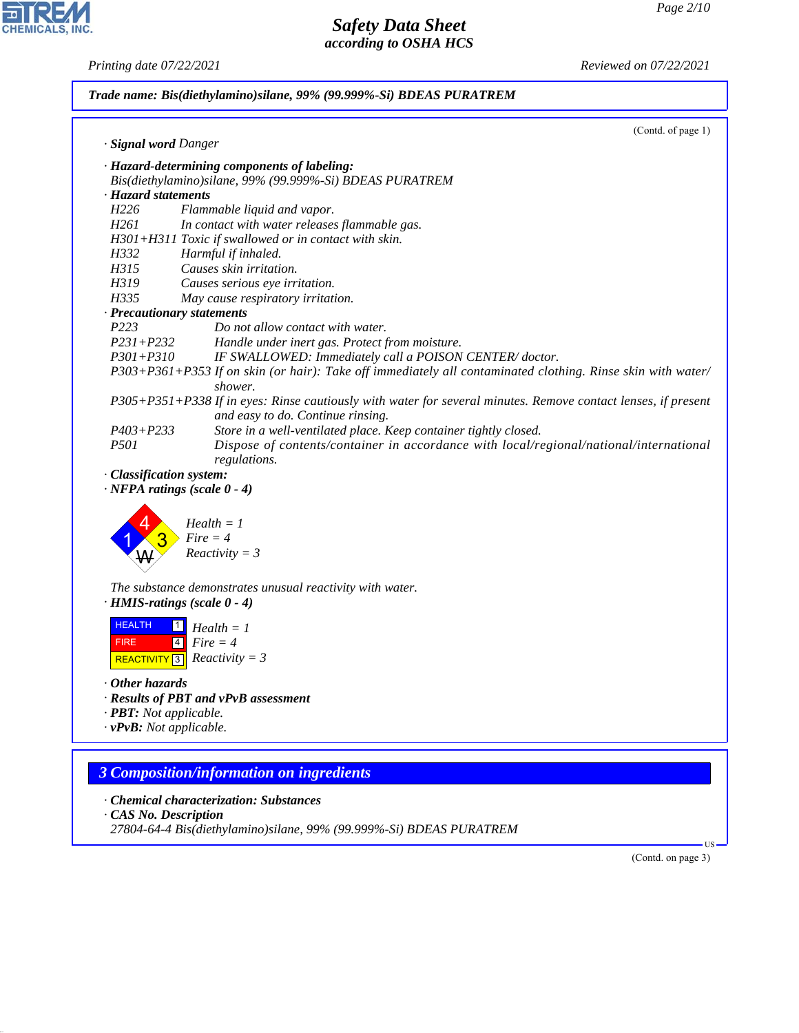**Trade name: Bis(diethylamino)silane, 99% (99.999%-Si) BDEAS PURATREM**

(Contd. of page 1)

· **Signal word** Danger

· **Hazard-determining components of labeling:**
Bis(diethylamino)silane, 99% (99.999%-Si) BDEAS PURATREM

· **Hazard statements**

H226 Flammable liquid and vapor.
H261 In contact with water releases flammable gas.
H301+H311 Toxic if swallowed or in contact with skin.
H332 Harmful if inhaled.
H315 Causes skin irritation.
H319 Causes serious eye irritation.
H335 May cause respiratory irritation.

· **Precautionary statements**

P223 Do not allow contact with water.
P231+P232 Handle under inert gas. Protect from moisture.
P301+P310 IF SWALLOWED: Immediately call a POISON CENTER/ doctor.
P303+P361+P353 If on skin (or hair): Take off immediately all contaminated clothing. Rinse skin with water/ shower.
P305+P351+P338 If in eyes: Rinse cautiously with water for several minutes. Remove contact lenses, if present and easy to do. Continue rinsing.
P403+P233 Store in a well-ventilated place. Keep container tightly closed.
P501 Dispose of contents/container in accordance with local/regional/national/international regulations.

· **Classification system:**

· **NFPA ratings (scale 0 - 4)**

Health = 1
Fire = 4
Reactivity = 3

The substance demonstrates unusual reactivity with water.

· **HMIS-ratings (scale 0 - 4)**

| | | |
|---|---|---|
| HEALTH | 1 | Health = 1 |
| FIRE | 4 | Fire = 4 |
| REACTIVITY | 3 | Reactivity = 3 |

· **Other hazards**

· **Results of PBT and vPvB assessment**

· **PBT:** Not applicable.

· **vPvB:** Not applicable.

## 3 Composition/information on ingredients

· **Chemical characterization: Substances**

· **CAS No. Description**

27804-64-4 Bis(diethylamino)silane, 99% (99.999%-Si) BDEAS PURATREM

(Contd. on page 3)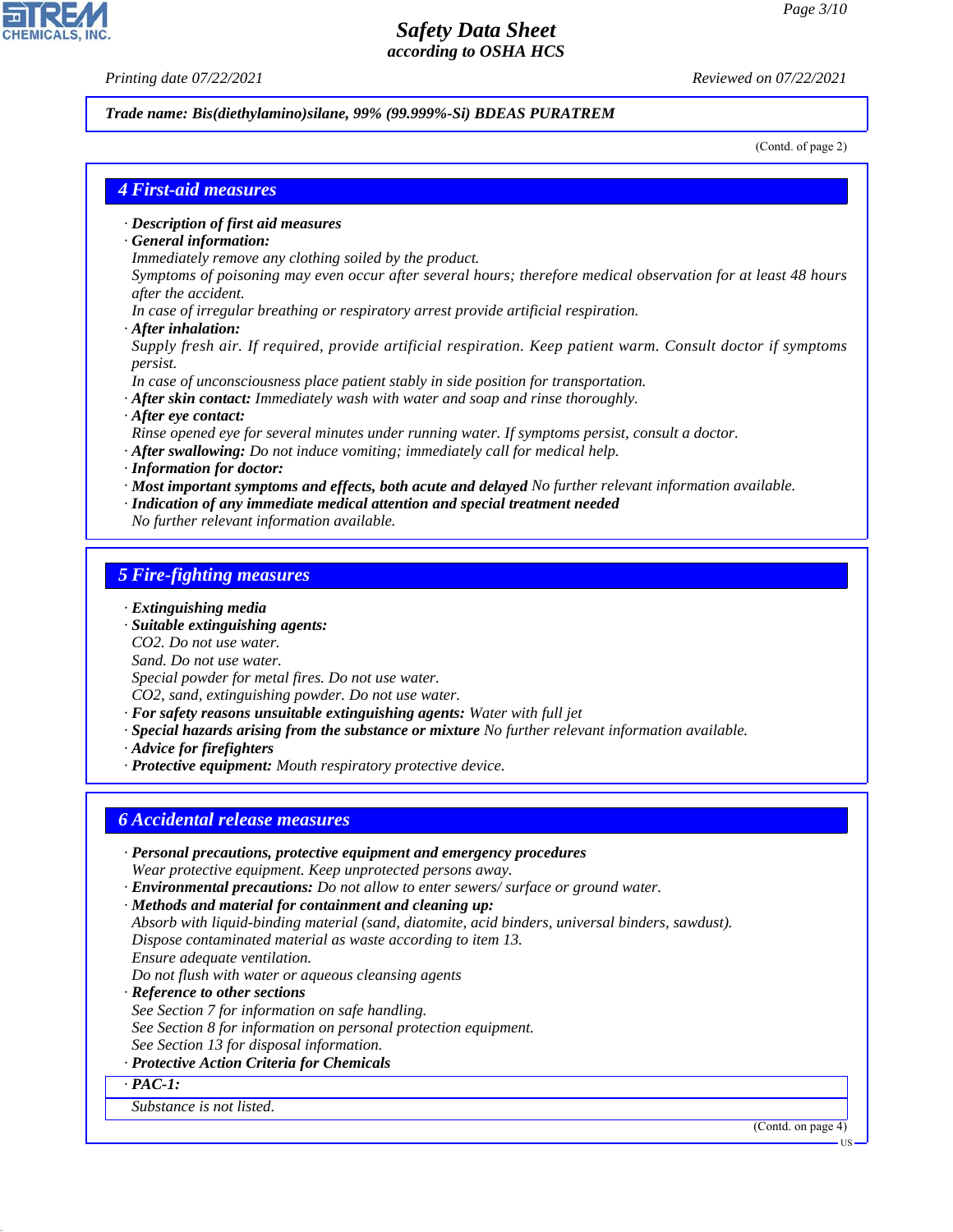Trade name: Bis(diethylamino)silane, 99% (99.999%-Si) BDEAS PURATREM

(Contd. of page 2)

## 4 First-aid measures

- **Description of first aid measures**
- **General information:**
  Immediately remove any clothing soiled by the product.
  Symptoms of poisoning may even occur after several hours; therefore medical observation for at least 48 hours after the accident.
  In case of irregular breathing or respiratory arrest provide artificial respiration.
- **After inhalation:**
  Supply fresh air. If required, provide artificial respiration. Keep patient warm. Consult doctor if symptoms persist.
  In case of unconsciousness place patient stably in side position for transportation.
- **After skin contact:** Immediately wash with water and soap and rinse thoroughly.
- **After eye contact:**
  Rinse opened eye for several minutes under running water. If symptoms persist, consult a doctor.
- **After swallowing:** Do not induce vomiting; immediately call for medical help.
- **Information for doctor:**
- **Most important symptoms and effects, both acute and delayed** No further relevant information available.
- **Indication of any immediate medical attention and special treatment needed**
  No further relevant information available.

## 5 Fire-fighting measures

- **Extinguishing media**
- **Suitable extinguishing agents:**
  $CO_2$. Do not use water.
  Sand. Do not use water.
  Special powder for metal fires. Do not use water.
  $CO_2$, sand, extinguishing powder. Do not use water.
- **For safety reasons unsuitable extinguishing agents:** Water with full jet
- **Special hazards arising from the substance or mixture** No further relevant information available.
- **Advice for firefighters**
- **Protective equipment:** Mouth respiratory protective device.

## 6 Accidental release measures

- **Personal precautions, protective equipment and emergency procedures**
  Wear protective equipment. Keep unprotected persons away.
- **Environmental precautions:** Do not allow to enter sewers/ surface or ground water.
- **Methods and material for containment and cleaning up:**
  Absorb with liquid-binding material (sand, diatomite, acid binders, universal binders, sawdust).
  Dispose contaminated material as waste according to item 13.
  Ensure adequate ventilation.
  Do not flush with water or aqueous cleansing agents
- **Reference to other sections**
  See Section 7 for information on safe handling.
  See Section 8 for information on personal protection equipment.
  See Section 13 for disposal information.
- **Protective Action Criteria for Chemicals**
- **PAC-1:**
  Substance is not listed.

(Contd. on page 4)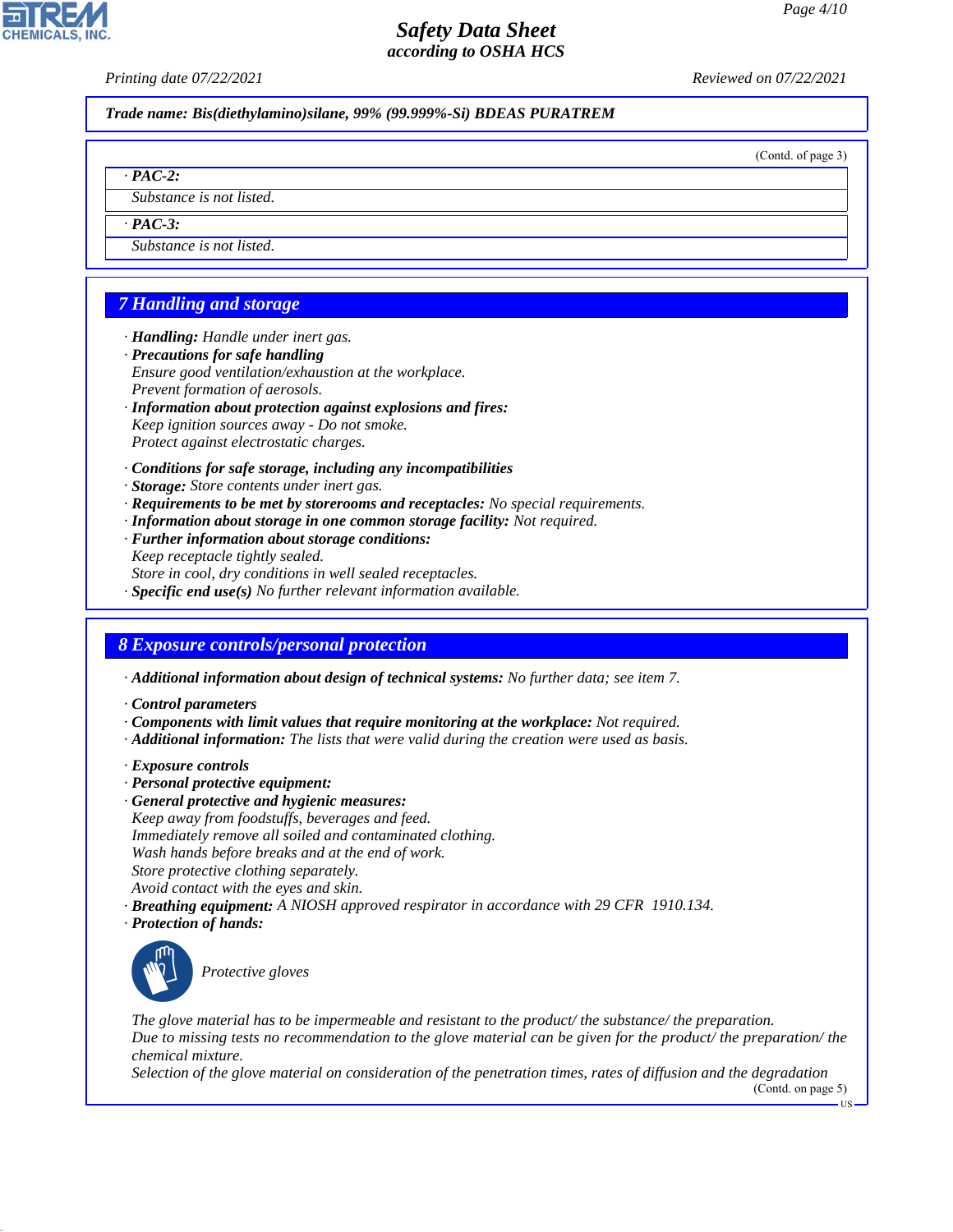**Trade name: Bis(diethylamino)silane, 99% (99.999%-Si) BDEAS PURATREM**

(Contd. of page 3)

· **PAC-2:**

Substance is not listed.

· **PAC-3:**

Substance is not listed.

## 7 Handling and storage

· **Handling:** Handle under inert gas.
· **Precautions for safe handling**
Ensure good ventilation/exhaustion at the workplace.
Prevent formation of aerosols.
· **Information about protection against explosions and fires:**
Keep ignition sources away - Do not smoke.
Protect against electrostatic charges.

· **Conditions for safe storage, including any incompatibilities**
· **Storage:** Store contents under inert gas.
· **Requirements to be met by storerooms and receptacles:** No special requirements.
· **Information about storage in one common storage facility:** Not required.
· **Further information about storage conditions:**
Keep receptacle tightly sealed.
Store in cool, dry conditions in well sealed receptacles.
· **Specific end use(s)** No further relevant information available.

## 8 Exposure controls/personal protection

· **Additional information about design of technical systems:** No further data; see item 7.

· **Control parameters**
· **Components with limit values that require monitoring at the workplace:** Not required.
· **Additional information:** The lists that were valid during the creation were used as basis.

· **Exposure controls**
· **Personal protective equipment:**
· **General protective and hygienic measures:**
Keep away from foodstuffs, beverages and feed.
Immediately remove all soiled and contaminated clothing.
Wash hands before breaks and at the end of work.
Store protective clothing separately.
Avoid contact with the eyes and skin.
· **Breathing equipment:** A NIOSH approved respirator in accordance with 29 CFR 1910.134.
· **Protection of hands:**

Protective gloves

The glove material has to be impermeable and resistant to the product/ the substance/ the preparation.
Due to missing tests no recommendation to the glove material can be given for the product/ the preparation/ the chemical mixture.
Selection of the glove material on consideration of the penetration times, rates of diffusion and the degradation

(Contd. on page 5)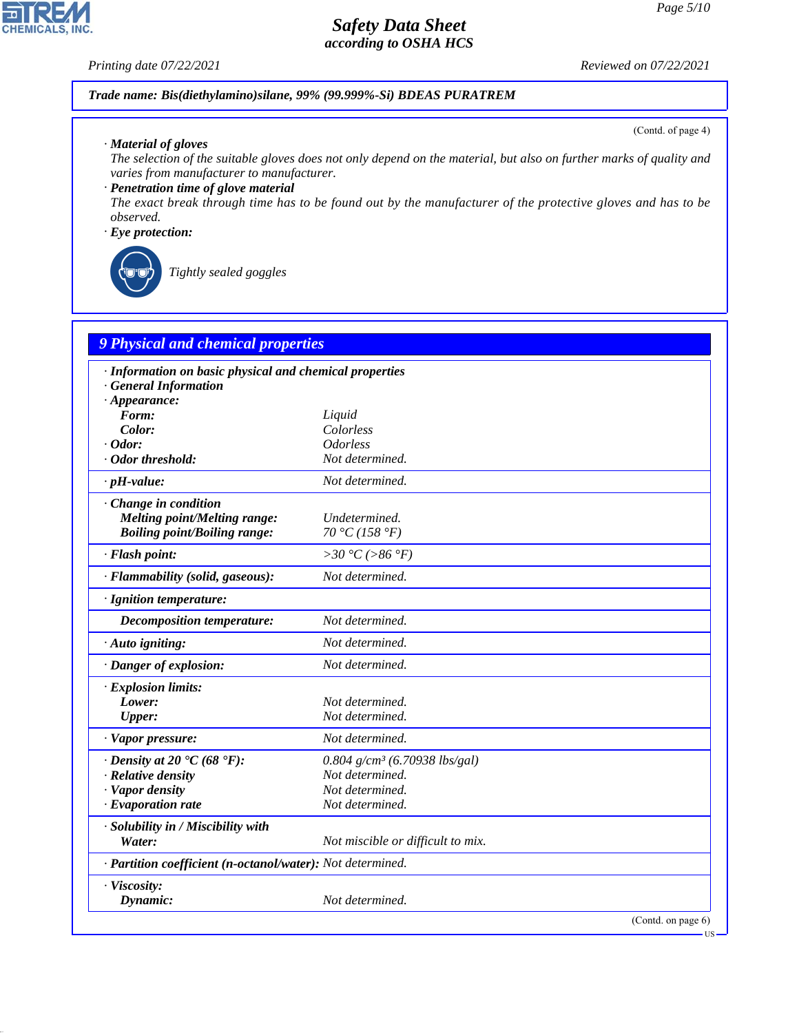**Trade name: Bis(diethylamino)silane, 99% (99.999%-Si) BDEAS PURATREM**

(Contd. of page 4)

· **Material of gloves**
The selection of the suitable gloves does not only depend on the material, but also on further marks of quality and varies from manufacturer to manufacturer.

· **Penetration time of glove material**
The exact break through time has to be found out by the manufacturer of the protective gloves and has to be observed.

· **Eye protection:**

Tightly sealed goggles

## 9 Physical and chemical properties

| | |
|---|---|
| · **Information on basic physical and chemical properties** | |
| · **General Information** | |
| · **Appearance:** | |
| **Form:** | Liquid |
| **Color:** | Colorless |
| · **Odor:** | Odorless |
| · **Odor threshold:** | Not determined. |
| · **pH-value:** | Not determined. |
| · **Change in condition** | |
| **Melting point/Melting range:** | Undetermined. |
| **Boiling point/Boiling range:** | 70 °C (158 °F) |
| · **Flash point:** | >30 °C (>86 °F) |
| · **Flammability (solid, gaseous):** | Not determined. |
| · **Ignition temperature:** | |
| **Decomposition temperature:** | Not determined. |
| · **Auto igniting:** | Not determined. |
| · **Danger of explosion:** | Not determined. |
| · **Explosion limits:** | |
| **Lower:** | Not determined. |
| **Upper:** | Not determined. |
| · **Vapor pressure:** | Not determined. |
| · **Density at 20 °C (68 °F):** | 0.804 g/cm³ (6.70938 lbs/gal) |
| · **Relative density** | Not determined. |
| · **Vapor density** | Not determined. |
| · **Evaporation rate** | Not determined. |
| · **Solubility in / Miscibility with** | |
| **Water:** | Not miscible or difficult to mix. |
| · **Partition coefficient (n-octanol/water):** | Not determined. |
| · **Viscosity:** | |
| **Dynamic:** | Not determined. |

(Contd. on page 6)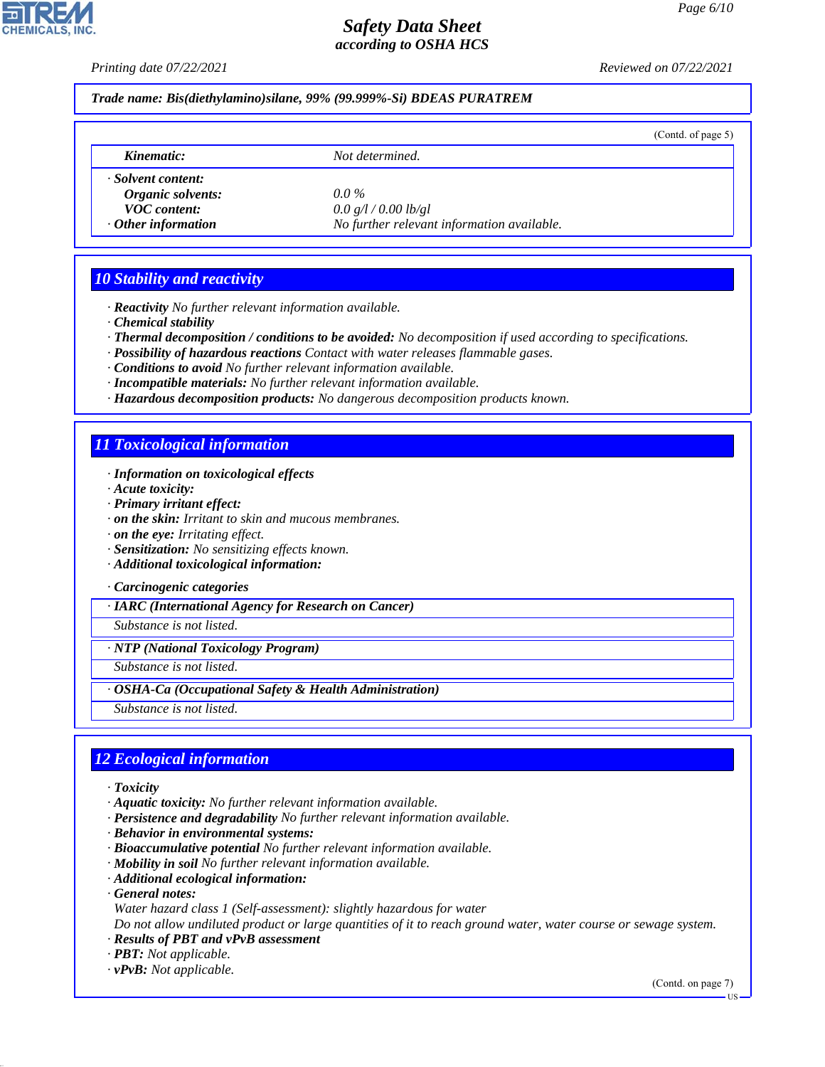**Trade name: Bis(diethylamino)silane, 99% (99.999%-Si) BDEAS PURATREM**

(Contd. of page 5)

| | |
|---|---|
| *Kinematic:* | *Not determined.* |
| **· Solvent content:** | |
| *Organic solvents:* | *0.0 %* |
| *VOC content:* | *0.0 g/l / 0.00 lb/gl* |
| **· Other information** | *No further relevant information available.* |

## 10 Stability and reactivity

- **Reactivity** No further relevant information available.
- **Chemical stability**
- **Thermal decomposition / conditions to be avoided:** No decomposition if used according to specifications.
- **Possibility of hazardous reactions** Contact with water releases flammable gases.
- **Conditions to avoid** No further relevant information available.
- **Incompatible materials:** No further relevant information available.
- **Hazardous decomposition products:** No dangerous decomposition products known.

## 11 Toxicological information

- **Information on toxicological effects**
- **Acute toxicity:**
- **Primary irritant effect:**
- **on the skin:** Irritant to skin and mucous membranes.
- **on the eye:** Irritating effect.
- **Sensitization:** No sensitizing effects known.
- **Additional toxicological information:**

- **Carcinogenic categories**

| · IARC (International Agency for Research on Cancer) |
|---|
| Substance is not listed. |

| · NTP (National Toxicology Program) |
|---|
| Substance is not listed. |

| · OSHA-Ca (Occupational Safety & Health Administration) |
|---|
| Substance is not listed. |

## 12 Ecological information

- **Toxicity**
- **Aquatic toxicity:** No further relevant information available.
- **Persistence and degradability** No further relevant information available.
- **Behavior in environmental systems:**
- **Bioaccumulative potential** No further relevant information available.
- **Mobility in soil** No further relevant information available.
- **Additional ecological information:**
- **General notes:**
  Water hazard class 1 (Self-assessment): slightly hazardous for water
  Do not allow undiluted product or large quantities of it to reach ground water, water course or sewage system.
- **Results of PBT and vPvB assessment**
- **PBT:** Not applicable.
- **vPvB:** Not applicable.

(Contd. on page 7)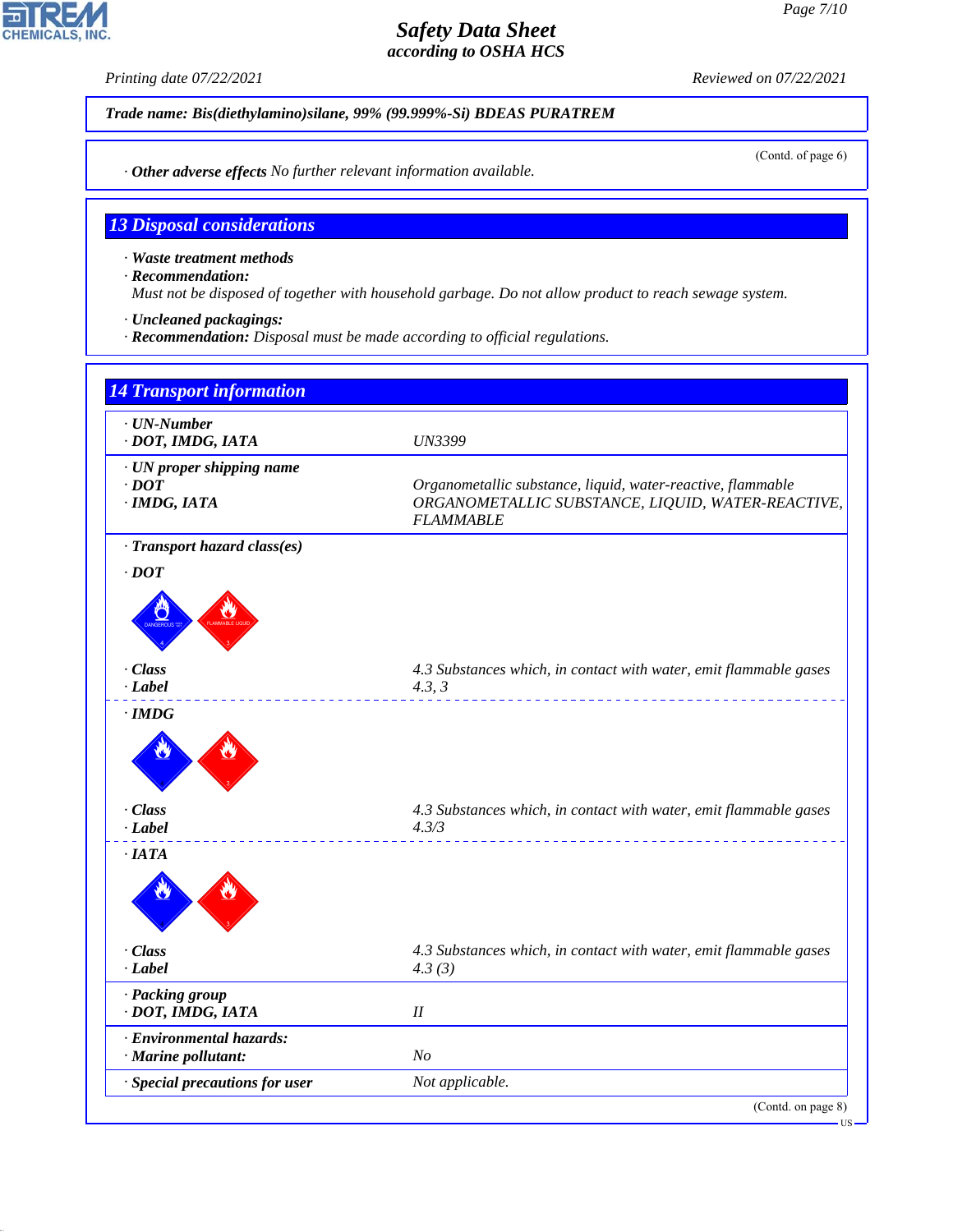Trade name: Bis(diethylamino)silane, 99% (99.999%-Si) BDEAS PURATREM

(Contd. of page 6)

· **Other adverse effects** No further relevant information available.

## 13 Disposal considerations

· **Waste treatment methods**
· **Recommendation:**
Must not be disposed of together with household garbage. Do not allow product to reach sewage system.

· **Uncleaned packagings:**
· **Recommendation:** Disposal must be made according to official regulations.

## 14 Transport information

· **UN-Number**
· **DOT, IMDG, IATA** UN3399

· **UN proper shipping name**
· **DOT** Organometallic substance, liquid, water-reactive, flammable
· **IMDG, IATA** ORGANOMETALLIC SUBSTANCE, LIQUID, WATER-REACTIVE, FLAMMABLE

· **Transport hazard class(es)**

· **DOT**

· **Class** 4.3 Substances which, in contact with water, emit flammable gases
· **Label** 4.3, 3

· **IMDG**

· **Class** 4.3 Substances which, in contact with water, emit flammable gases
· **Label** 4.3/3

· **IATA**

· **Class** 4.3 Substances which, in contact with water, emit flammable gases
· **Label** 4.3 (3)

· **Packing group**
· **DOT, IMDG, IATA** II

· **Environmental hazards:**
· **Marine pollutant:** No

· **Special precautions for user** Not applicable.

(Contd. on page 8)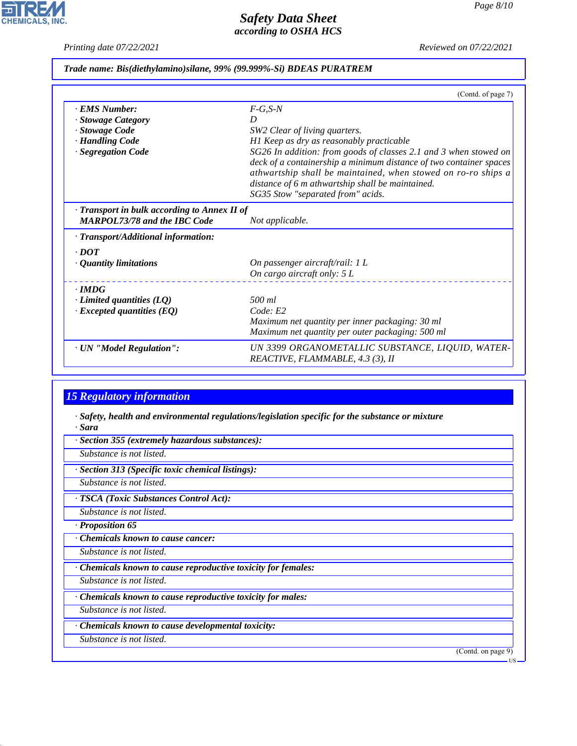**Trade name: Bis(diethylamino)silane, 99% (99.999%-Si) BDEAS PURATREM**

(Contd. of page 7)

| | |
|---|---|
| · **EMS Number:** | F-G,S-N |
| · **Stowage Category** | D |
| · **Stowage Code** | SW2 Clear of living quarters. |
| · **Handling Code** | H1 Keep as dry as reasonably practicable |
| · **Segregation Code** | SG26 In addition: from goods of classes 2.1 and 3 when stowed on deck of a containership a minimum distance of two container spaces athwartship shall be maintained, when stowed on ro-ro ships a distance of 6 m athwartship shall be maintained. SG35 Stow "separated from" acids. |
| · **Transport in bulk according to Annex II of MARPOL73/78 and the IBC Code** | Not applicable. |
| · **Transport/Additional information:** | |
| · **DOT** | |
| · **Quantity limitations** | On passenger aircraft/rail: 1 L<br>On cargo aircraft only: 5 L |
| · **IMDG** | |
| · **Limited quantities (LQ)** | 500 ml |
| · **Excepted quantities (EQ)** | Code: E2<br>Maximum net quantity per inner packaging: 30 ml<br>Maximum net quantity per outer packaging: 500 ml |
| · **UN "Model Regulation":** | UN 3399 ORGANOMETALLIC SUBSTANCE, LIQUID, WATER-REACTIVE, FLAMMABLE, 4.3 (3), II |

## 15 Regulatory information

· **Safety, health and environmental regulations/legislation specific for the substance or mixture**

· **Sara**

· **Section 355 (extremely hazardous substances):**

Substance is not listed.

· **Section 313 (Specific toxic chemical listings):**

Substance is not listed.

· **TSCA (Toxic Substances Control Act):**

Substance is not listed.

· **Proposition 65**

· **Chemicals known to cause cancer:**

Substance is not listed.

· **Chemicals known to cause reproductive toxicity for females:**

Substance is not listed.

· **Chemicals known to cause reproductive toxicity for males:**

Substance is not listed.

· **Chemicals known to cause developmental toxicity:**

Substance is not listed.

(Contd. on page 9)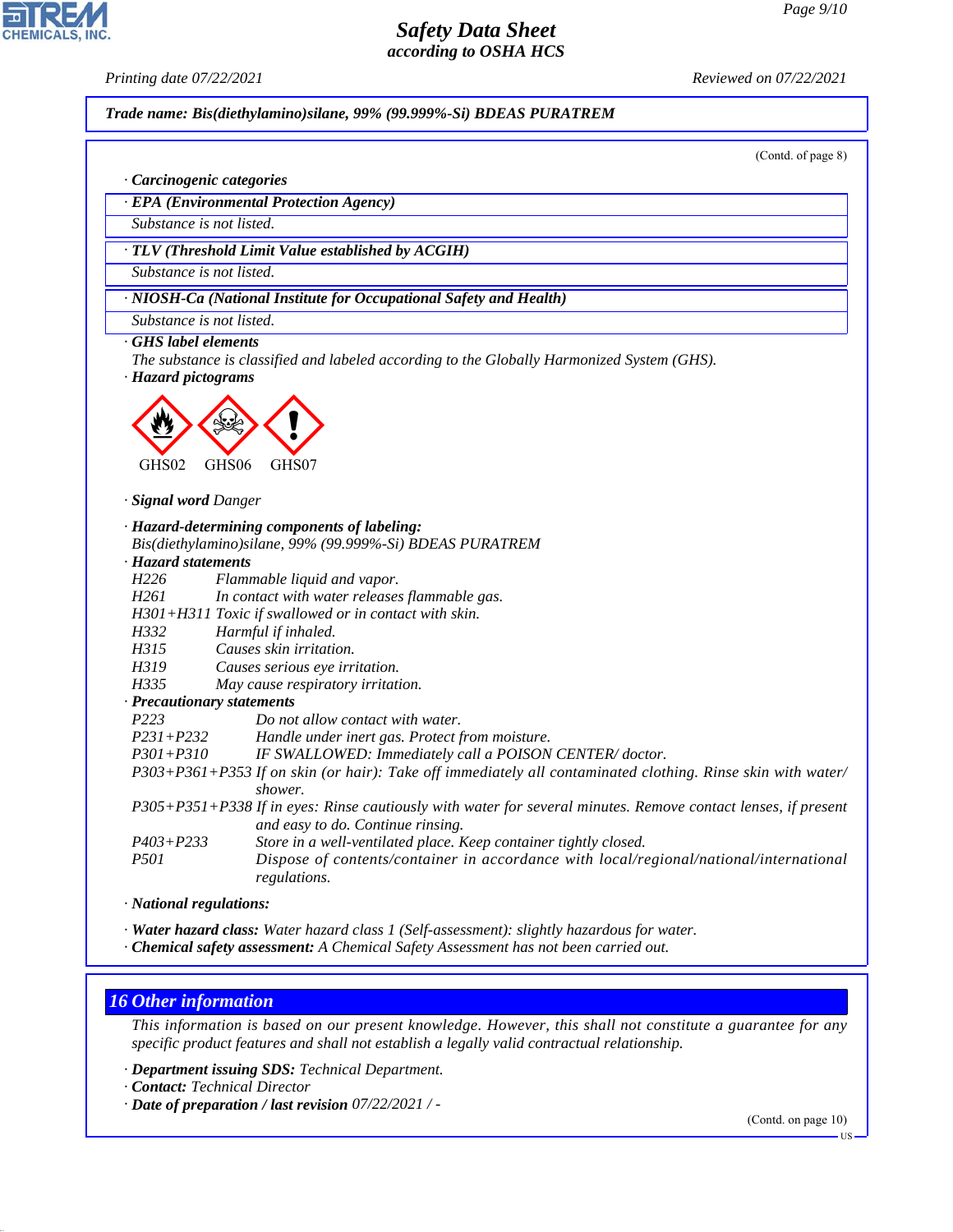**Trade name: Bis(diethylamino)silane, 99% (99.999%-Si) BDEAS PURATREM**

(Contd. of page 8)

· **Carcinogenic categories**

· **EPA (Environmental Protection Agency)**

Substance is not listed.

· **TLV (Threshold Limit Value established by ACGIH)**

Substance is not listed.

· **NIOSH-Ca (National Institute for Occupational Safety and Health)**

Substance is not listed.

· **GHS label elements**

The substance is classified and labeled according to the Globally Harmonized System (GHS).

· **Hazard pictograms**

GHS02 GHS06 GHS07

· **Signal word** Danger

· **Hazard-determining components of labeling:**

Bis(diethylamino)silane, 99% (99.999%-Si) BDEAS PURATREM

· **Hazard statements**

| | |
|---|---|
| H226 | Flammable liquid and vapor. |
| H261 | In contact with water releases flammable gas. |
| H301+H311 | Toxic if swallowed or in contact with skin. |
| H332 | Harmful if inhaled. |
| H315 | Causes skin irritation. |
| H319 | Causes serious eye irritation. |
| H335 | May cause respiratory irritation. |

· **Precautionary statements**

| | |
|---|---|
| P223 | Do not allow contact with water. |
| P231+P232 | Handle under inert gas. Protect from moisture. |
| P301+P310 | IF SWALLOWED: Immediately call a POISON CENTER/ doctor. |
| P303+P361+P353 | If on skin (or hair): Take off immediately all contaminated clothing. Rinse skin with water/ shower. |
| P305+P351+P338 | If in eyes: Rinse cautiously with water for several minutes. Remove contact lenses, if present and easy to do. Continue rinsing. |
| P403+P233 | Store in a well-ventilated place. Keep container tightly closed. |
| P501 | Dispose of contents/container in accordance with local/regional/national/international regulations. |

· **National regulations:**

· **Water hazard class:** Water hazard class 1 (Self-assessment): slightly hazardous for water.

· **Chemical safety assessment:** A Chemical Safety Assessment has not been carried out.

## 16 Other information

This information is based on our present knowledge. However, this shall not constitute a guarantee for any specific product features and shall not establish a legally valid contractual relationship.

· **Department issuing SDS:** Technical Department.

· **Contact:** Technical Director

· **Date of preparation / last revision** 07/22/2021 / -

(Contd. on page 10)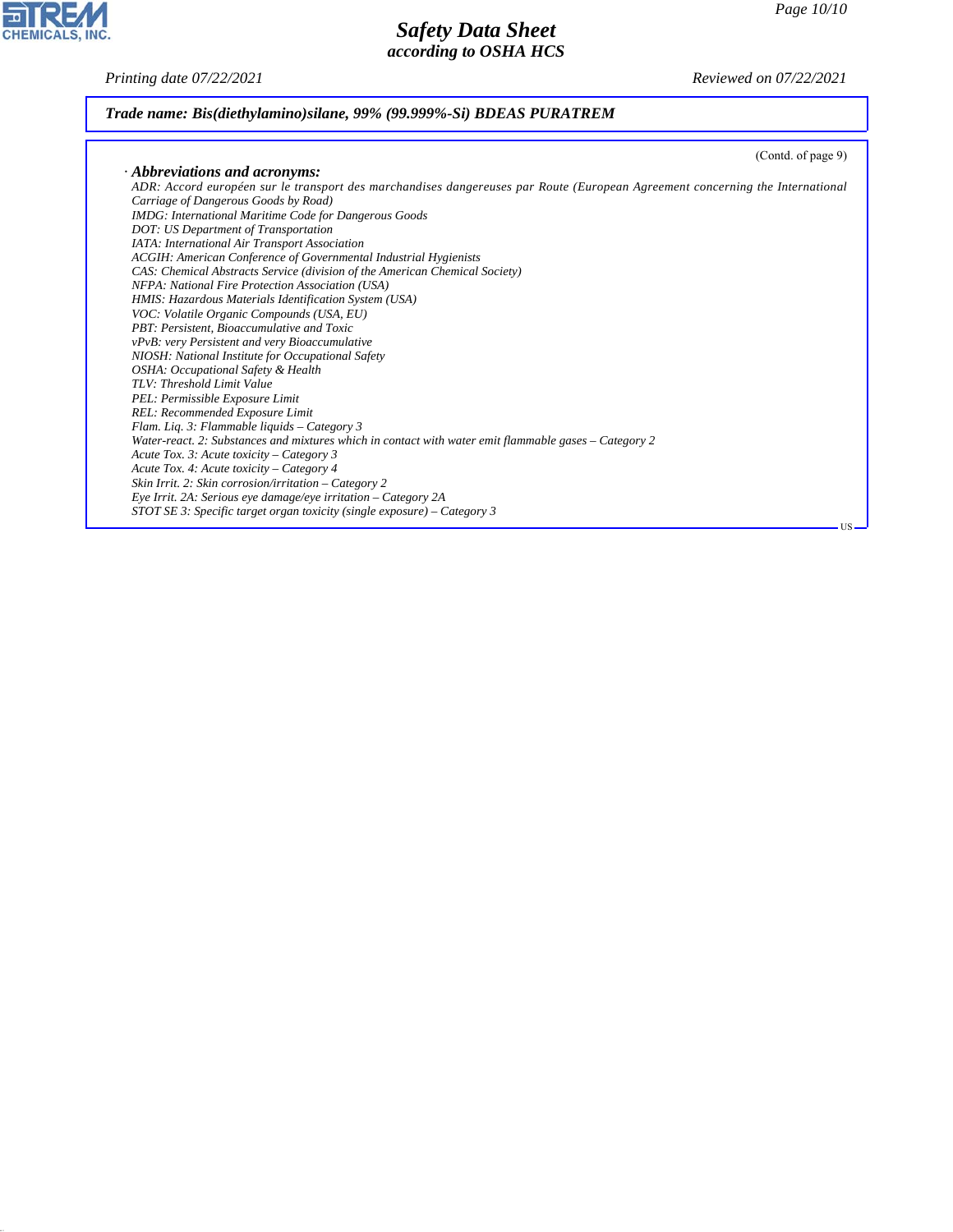**Trade name: Bis(diethylamino)silane, 99% (99.999%-Si) BDEAS PURATREM**

(Contd. of page 9)

· ***Abbreviations and acronyms:***

*ADR: Accord européen sur le transport des marchandises dangereuses par Route (European Agreement concerning the International Carriage of Dangerous Goods by Road)*
*IMDG: International Maritime Code for Dangerous Goods*
*DOT: US Department of Transportation*
*IATA: International Air Transport Association*
*ACGIH: American Conference of Governmental Industrial Hygienists*
*CAS: Chemical Abstracts Service (division of the American Chemical Society)*
*NFPA: National Fire Protection Association (USA)*
*HMIS: Hazardous Materials Identification System (USA)*
*VOC: Volatile Organic Compounds (USA, EU)*
*PBT: Persistent, Bioaccumulative and Toxic*
*vPvB: very Persistent and very Bioaccumulative*
*NIOSH: National Institute for Occupational Safety*
*OSHA: Occupational Safety & Health*
*TLV: Threshold Limit Value*
*PEL: Permissible Exposure Limit*
*REL: Recommended Exposure Limit*
*Flam. Liq. 3: Flammable liquids – Category 3*
*Water-react. 2: Substances and mixtures which in contact with water emit flammable gases – Category 2*
*Acute Tox. 3: Acute toxicity – Category 3*
*Acute Tox. 4: Acute toxicity – Category 4*
*Skin Irrit. 2: Skin corrosion/irritation – Category 2*
*Eye Irrit. 2A: Serious eye damage/eye irritation – Category 2A*
*STOT SE 3: Specific target organ toxicity (single exposure) – Category 3*

US